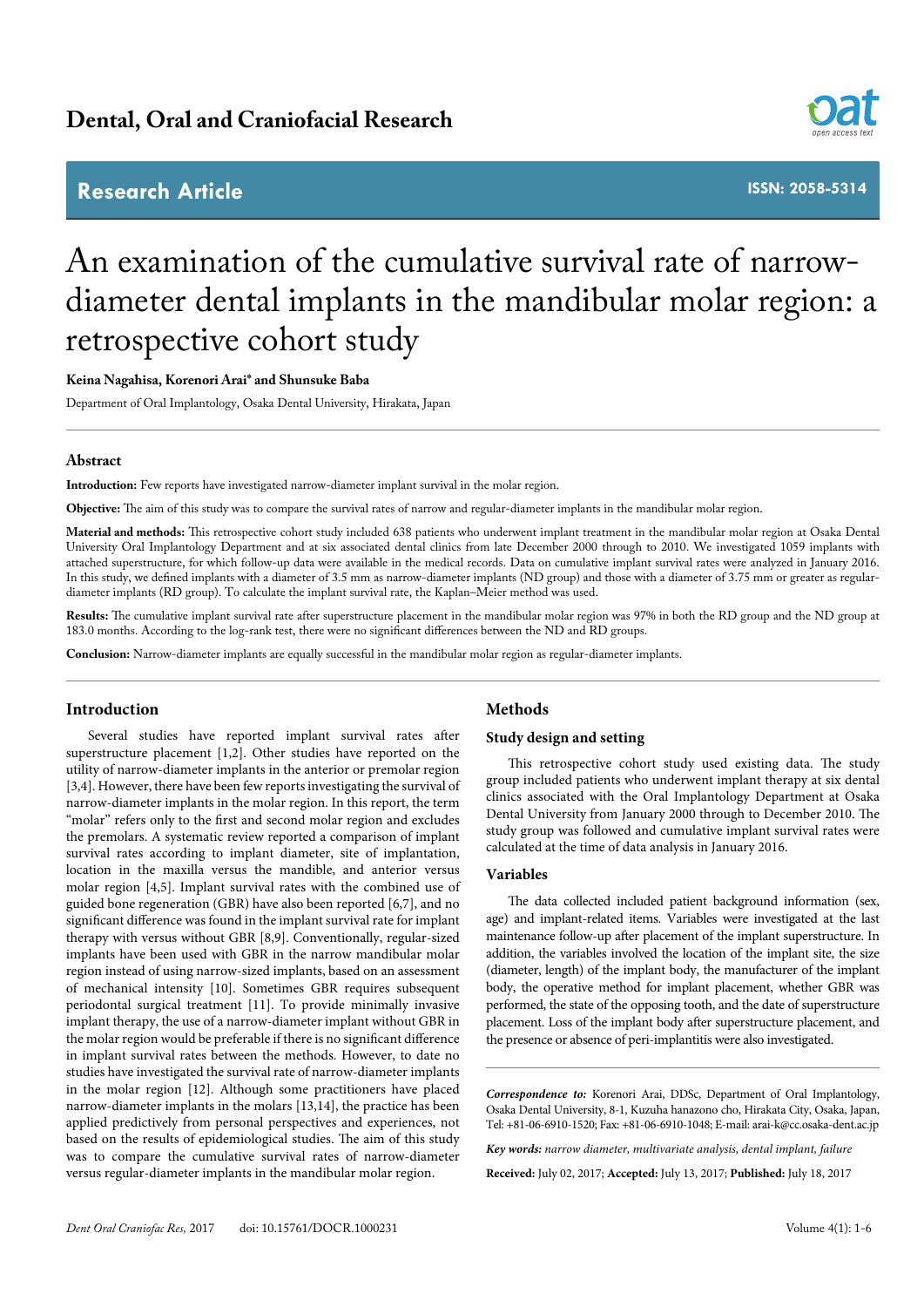Dental, Oral and Craniofacial Research

Research Article

ISSN: 2058-5314

# An examination of the cumulative survival rate of narrow-diameter dental implants in the mandibular molar region: a retrospective cohort study

**Keina Nagahisa, Korenori Arai* and Shunsuke Baba**

Department of Oral Implantology, Osaka Dental University, Hirakata, Japan

## Abstract

**Introduction:** Few reports have investigated narrow-diameter implant survival in the molar region.

**Objective:** The aim of this study was to compare the survival rates of narrow and regular-diameter implants in the mandibular molar region.

**Material and methods:** This retrospective cohort study included 638 patients who underwent implant treatment in the mandibular molar region at Osaka Dental University Oral Implantology Department and at six associated dental clinics from late December 2000 through to 2010. We investigated 1059 implants with attached superstructure, for which follow-up data were available in the medical records. Data on cumulative implant survival rates were analyzed in January 2016. In this study, we defined implants with a diameter of 3.5 mm as narrow-diameter implants (ND group) and those with a diameter of 3.75 mm or greater as regular-diameter implants (RD group). To calculate the implant survival rate, the Kaplan–Meier method was used.

**Results:** The cumulative implant survival rate after superstructure placement in the mandibular molar region was 97% in both the RD group and the ND group at 183.0 months. According to the log-rank test, there were no significant differences between the ND and RD groups.

**Conclusion:** Narrow-diameter implants are equally successful in the mandibular molar region as regular-diameter implants.

## Introduction

Several studies have reported implant survival rates after superstructure placement [1,2]. Other studies have reported on the utility of narrow-diameter implants in the anterior or premolar region [3,4]. However, there have been few reports investigating the survival of narrow-diameter implants in the molar region. In this report, the term "molar" refers only to the first and second molar region and excludes the premolars. A systematic review reported a comparison of implant survival rates according to implant diameter, site of implantation, location in the maxilla versus the mandible, and anterior versus molar region [4,5]. Implant survival rates with the combined use of guided bone regeneration (GBR) have also been reported [6,7], and no significant difference was found in the implant survival rate for implant therapy with versus without GBR [8,9]. Conventionally, regular-sized implants have been used with GBR in the narrow mandibular molar region instead of using narrow-sized implants, based on an assessment of mechanical intensity [10]. Sometimes GBR requires subsequent periodontal surgical treatment [11]. To provide minimally invasive implant therapy, the use of a narrow-diameter implant without GBR in the molar region would be preferable if there is no significant difference in implant survival rates between the methods. However, to date no studies have investigated the survival rate of narrow-diameter implants in the molar region [12]. Although some practitioners have placed narrow-diameter implants in the molars [13,14], the practice has been applied predictively from personal perspectives and experiences, not based on the results of epidemiological studies. The aim of this study was to compare the cumulative survival rates of narrow-diameter versus regular-diameter implants in the mandibular molar region.

## Methods

### Study design and setting

This retrospective cohort study used existing data. The study group included patients who underwent implant therapy at six dental clinics associated with the Oral Implantology Department at Osaka Dental University from January 2000 through to December 2010. The study group was followed and cumulative implant survival rates were calculated at the time of data analysis in January 2016.

### Variables

The data collected included patient background information (sex, age) and implant-related items. Variables were investigated at the last maintenance follow-up after placement of the implant superstructure. In addition, the variables involved the location of the implant site, the size (diameter, length) of the implant body, the manufacturer of the implant body, the operative method for implant placement, whether GBR was performed, the state of the opposing tooth, and the date of superstructure placement. Loss of the implant body after superstructure placement, and the presence or absence of peri-implantitis were also investigated.

***Correspondence to:*** Korenori Arai, DDSc, Department of Oral Implantology, Osaka Dental University, 8-1, Kuzuha hanazono cho, Hirakata City, Osaka, Japan, Tel: +81-06-6910-1520; Fax: +81-06-6910-1048; E-mail: arai-k@cc.osaka-dent.ac.jp

***Key words:*** *narrow diameter, multivariate analysis, dental implant, failure*

**Received:** July 02, 2017; **Accepted:** July 13, 2017; **Published:** July 18, 2017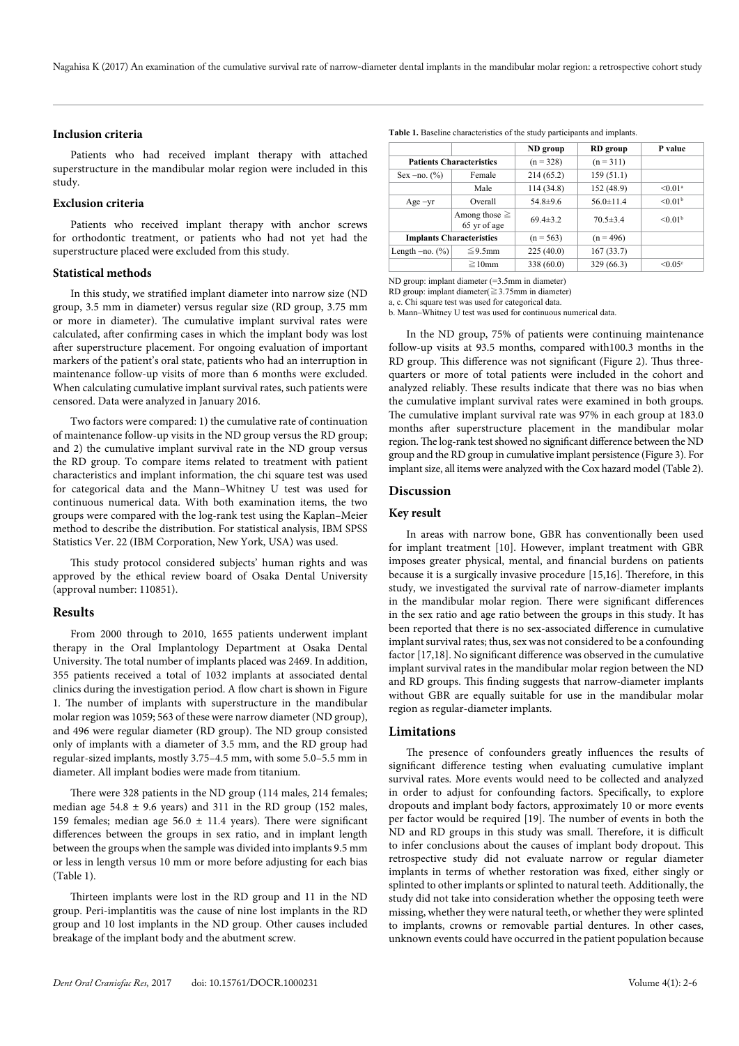### Inclusion criteria

Patients who had received implant therapy with attached superstructure in the mandibular molar region were included in this study.

### Exclusion criteria

Patients who received implant therapy with anchor screws for orthodontic treatment, or patients who had not yet had the superstructure placed were excluded from this study.

### Statistical methods

In this study, we stratified implant diameter into narrow size (ND group, 3.5 mm in diameter) versus regular size (RD group, 3.75 mm or more in diameter). The cumulative implant survival rates were calculated, after confirming cases in which the implant body was lost after superstructure placement. For ongoing evaluation of important markers of the patient's oral state, patients who had an interruption in maintenance follow-up visits of more than 6 months were excluded. When calculating cumulative implant survival rates, such patients were censored. Data were analyzed in January 2016.

Two factors were compared: 1) the cumulative rate of continuation of maintenance follow-up visits in the ND group versus the RD group; and 2) the cumulative implant survival rate in the ND group versus the RD group. To compare items related to treatment with patient characteristics and implant information, the chi square test was used for categorical data and the Mann–Whitney U test was used for continuous numerical data. With both examination items, the two groups were compared with the log-rank test using the Kaplan–Meier method to describe the distribution. For statistical analysis, IBM SPSS Statistics Ver. 22 (IBM Corporation, New York, USA) was used.

This study protocol considered subjects' human rights and was approved by the ethical review board of Osaka Dental University (approval number: 110851).

## Results

From 2000 through to 2010, 1655 patients underwent implant therapy in the Oral Implantology Department at Osaka Dental University. The total number of implants placed was 2469. In addition, 355 patients received a total of 1032 implants at associated dental clinics during the investigation period. A flow chart is shown in Figure 1. The number of implants with superstructure in the mandibular molar region was 1059; 563 of these were narrow diameter (ND group), and 496 were regular diameter (RD group). The ND group consisted only of implants with a diameter of 3.5 mm, and the RD group had regular-sized implants, mostly 3.75–4.5 mm, with some 5.0–5.5 mm in diameter. All implant bodies were made from titanium.

There were 328 patients in the ND group (114 males, 214 females; median age 54.8 ± 9.6 years) and 311 in the RD group (152 males, 159 females; median age 56.0 ± 11.4 years). There were significant differences between the groups in sex ratio, and in implant length between the groups when the sample was divided into implants 9.5 mm or less in length versus 10 mm or more before adjusting for each bias (Table 1).

Thirteen implants were lost in the RD group and 11 in the ND group. Peri-implantitis was the cause of nine lost implants in the RD group and 10 lost implants in the ND group. Other causes included breakage of the implant body and the abutment screw.

**Table 1.** Baseline characteristics of the study participants and implants.

| | | ND group | RD group | P value |
|---|---|---|---|---|
| **Patients Characteristics** | | (n = 328) | (n = 311) | |
| Sex –no. (%) | Female | 214 (65.2) | 159 (51.1) | |
| | Male | 114 (34.8) | 152 (48.9) | <0.01[a] |
| Age –yr | Overall | 54.8±9.6 | 56.0±11.4 | <0.01[b] |
| | Among those ≧ 65 yr of age | 69.4±3.2 | 70.5±3.4 | <0.01[b] |
| **Implants Characteristics** | | (n = 563) | (n = 496) | |
| Length –no. (%) | ≦9.5mm | 225 (40.0) | 167 (33.7) | |
| | ≧10mm | 338 (60.0) | 329 (66.3) | <0.05[c] |

ND group: implant diameter (=3.5mm in diameter)

RD group: implant diameter(≧3.75mm in diameter)

a, c. Chi square test was used for categorical data.

b. Mann–Whitney U test was used for continuous numerical data.

In the ND group, 75% of patients were continuing maintenance follow-up visits at 93.5 months, compared with100.3 months in the RD group. This difference was not significant (Figure 2). Thus three-quarters or more of total patients were included in the cohort and analyzed reliably. These results indicate that there was no bias when the cumulative implant survival rates were examined in both groups. The cumulative implant survival rate was 97% in each group at 183.0 months after superstructure placement in the mandibular molar region. The log-rank test showed no significant difference between the ND group and the RD group in cumulative implant persistence (Figure 3). For implant size, all items were analyzed with the Cox hazard model (Table 2).

## Discussion

### Key result

In areas with narrow bone, GBR has conventionally been used for implant treatment [10]. However, implant treatment with GBR imposes greater physical, mental, and financial burdens on patients because it is a surgically invasive procedure [15,16]. Therefore, in this study, we investigated the survival rate of narrow-diameter implants in the mandibular molar region. There were significant differences in the sex ratio and age ratio between the groups in this study. It has been reported that there is no sex-associated difference in cumulative implant survival rates; thus, sex was not considered to be a confounding factor [17,18]. No significant difference was observed in the cumulative implant survival rates in the mandibular molar region between the ND and RD groups. This finding suggests that narrow-diameter implants without GBR are equally suitable for use in the mandibular molar region as regular-diameter implants.

### Limitations

The presence of confounders greatly influences the results of significant difference testing when evaluating cumulative implant survival rates. More events would need to be collected and analyzed in order to adjust for confounding factors. Specifically, to explore dropouts and implant body factors, approximately 10 or more events per factor would be required [19]. The number of events in both the ND and RD groups in this study was small. Therefore, it is difficult to infer conclusions about the causes of implant body dropout. This retrospective study did not evaluate narrow or regular diameter implants in terms of whether restoration was fixed, either singly or splinted to other implants or splinted to natural teeth. Additionally, the study did not take into consideration whether the opposing teeth were missing, whether they were natural teeth, or whether they were splinted to implants, crowns or removable partial dentures. In other cases, unknown events could have occurred in the patient population because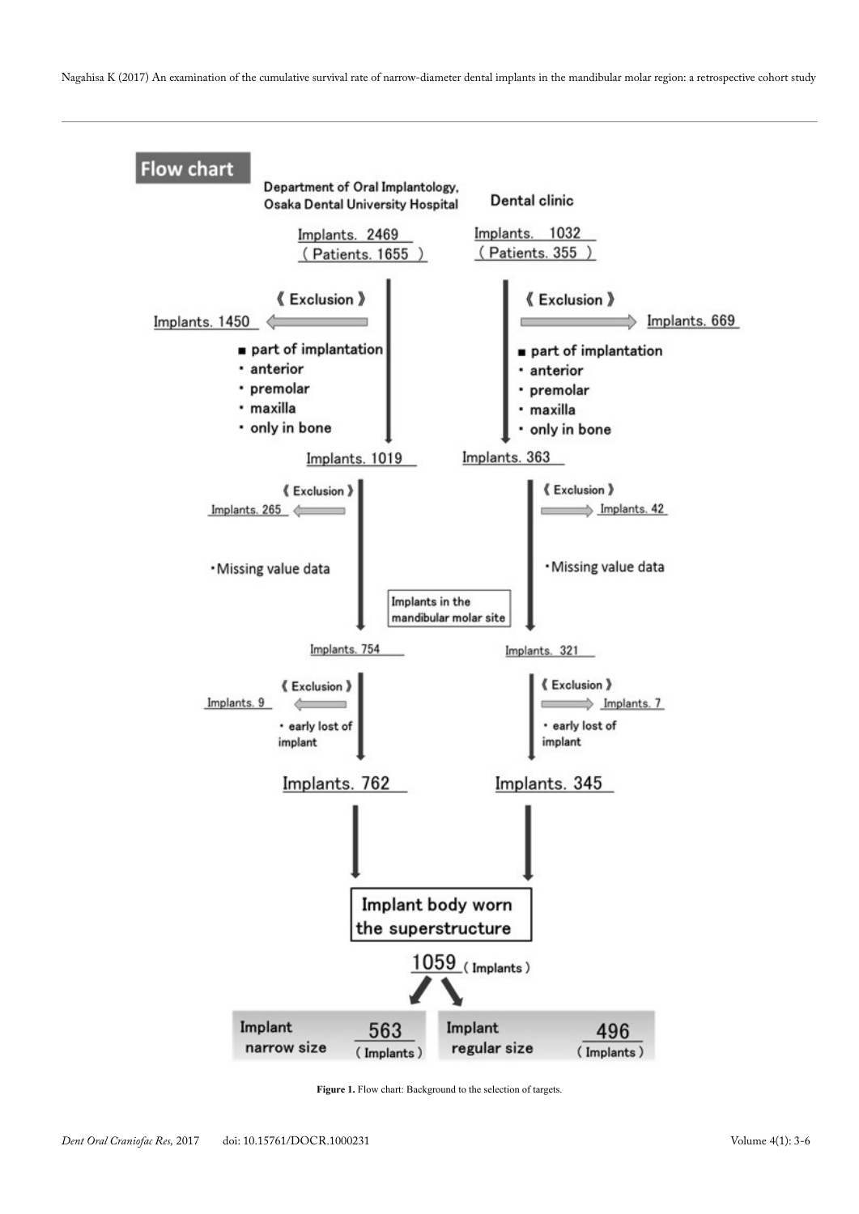Flow chart

Department of Oral Implantology, Osaka Dental University Hospital

Dental clinic

Implants. 2469
( Patients. 1655 )

Implants. 1032
( Patients. 355 )

《 Exclusion 》

Implants. 1450

■ part of implantation
・anterior
・premolar
・maxilla
・only in bone

《 Exclusion 》

Implants. 669

■ part of implantation
・anterior
・premolar
・maxilla
・only in bone

Implants. 1019

Implants. 363

《 Exclusion 》

Implants. 265

・Missing value data

《 Exclusion 》

Implants. 42

・Missing value data

Implants in the mandibular molar site

Implants. 754

Implants. 321

《 Exclusion 》

Implants. 9

・early lost of implant

《 Exclusion 》

Implants. 7

・early lost of implant

Implants. 762

Implants. 345

Implant body worn the superstructure

1059 ( Implants )

Implant narrow size 563 ( Implants )

Implant regular size 496 ( Implants )

**Figure 1.** Flow chart: Background to the selection of targets.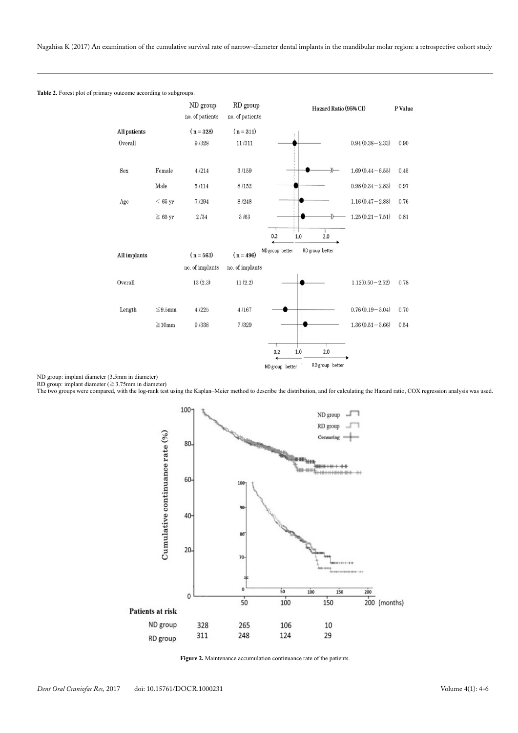**Table 2.** Forest plot of primary outcome according to subgroups.

| | | ND group no. of patients | RD group no. of patients | Hazard Ratio (95% CI) | P Value |
|---|---|---|---|---|---|
| **All patients** | | (n = 328) | (n = 311) | | |
| Overall | | 9 /328 | 11 /311 | 0.94 (0.38−2.33) | 0.90 |
| Sex | Female | 4 /214 | 3 /159 | 1.69 (0.44−6.55) | 0.45 |
| | Male | 5 /114 | 8 /152 | 0.98 (0.34−2.83) | 0.97 |
| Age | < 65 yr | 7 /294 | 8 /248 | 1.16 (0.47−2.88) | 0.76 |
| | ≧ 65 yr | 2 /34 | 3 /63 | 1.25 (0.21−7.51) | 0.81 |

0.2 1.0 2.0
ND group better RD group better

| | | ND group no. of implants | RD group no. of implants | Hazard Ratio (95% CI) | P Value |
|---|---|---|---|---|---|
| **All implants** | | (n = 563) | (n = 496) | | |
| Overall | | 13 (2.3) | 11 (2.2) | 1.12(0.50−2.52) | 0.78 |
| Length | ≦9.5mm | 4 /225 | 4 /167 | 0.76 (0.19−3.04) | 0.70 |
| | ≧10mm | 9 /338 | 7 /329 | 1.36 (0.51−3.66) | 0.54 |

0.2 1.0 2.0
ND group better RD group better

ND group: implant diameter (3.5mm in diameter)
RD group: implant diameter (≧3.75mm in diameter)
The two groups were compared, with the log-rank test using the Kaplan–Meier method to describe the distribution, and for calculating the Hazard ratio, COX regression analysis was used.

Cumulative continuance rate (%)
100
80
60
40
20
0
50 100 150 200 (months)
ND group
RD group
Censoring

Patients at risk
ND group 328 265 106 10
RD group 311 248 124 29

**Figure 2.** Maintenance accumulation continuance rate of the patients.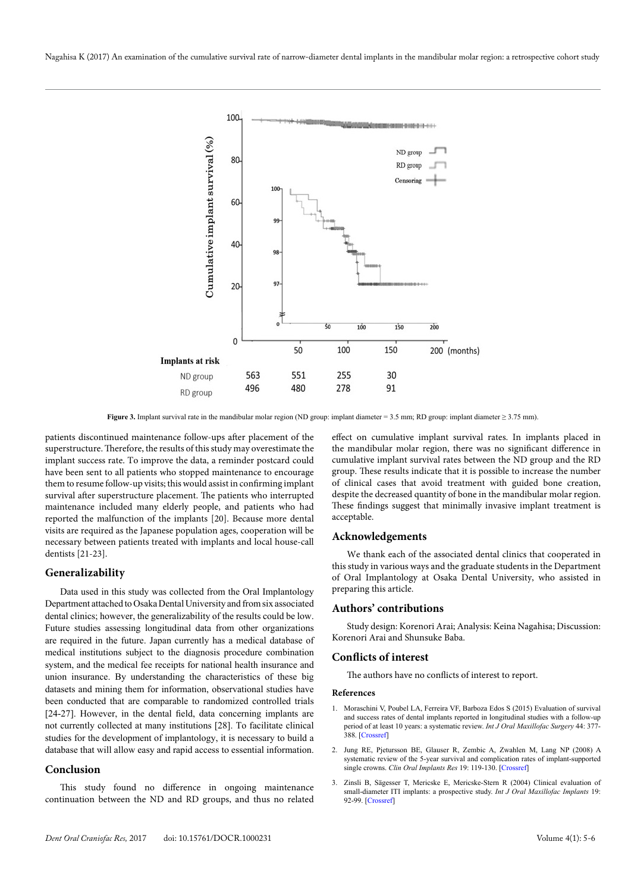Figure 3. Implant survival rate in the mandibular molar region (ND group: implant diameter = 3.5 mm; RD group: implant diameter ≥ 3.75 mm).

patients discontinued maintenance follow-ups after placement of the superstructure. Therefore, the results of this study may overestimate the implant success rate. To improve the data, a reminder postcard could have been sent to all patients who stopped maintenance to encourage them to resume follow-up visits; this would assist in confirming implant survival after superstructure placement. The patients who interrupted maintenance included many elderly people, and patients who had reported the malfunction of the implants [20]. Because more dental visits are required as the Japanese population ages, cooperation will be necessary between patients treated with implants and local house-call dentists [21-23].

## Generalizability

Data used in this study was collected from the Oral Implantology Department attached to Osaka Dental University and from six associated dental clinics; however, the generalizability of the results could be low. Future studies assessing longitudinal data from other organizations are required in the future. Japan currently has a medical database of medical institutions subject to the diagnosis procedure combination system, and the medical fee receipts for national health insurance and union insurance. By understanding the characteristics of these big datasets and mining them for information, observational studies have been conducted that are comparable to randomized controlled trials [24-27]. However, in the dental field, data concerning implants are not currently collected at many institutions [28]. To facilitate clinical studies for the development of implantology, it is necessary to build a database that will allow easy and rapid access to essential information.

## Conclusion

This study found no difference in ongoing maintenance continuation between the ND and RD groups, and thus no related effect on cumulative implant survival rates. In implants placed in the mandibular molar region, there was no significant difference in cumulative implant survival rates between the ND group and the RD group. These results indicate that it is possible to increase the number of clinical cases that avoid treatment with guided bone creation, despite the decreased quantity of bone in the mandibular molar region. These findings suggest that minimally invasive implant treatment is acceptable.

## Acknowledgements

We thank each of the associated dental clinics that cooperated in this study in various ways and the graduate students in the Department of Oral Implantology at Osaka Dental University, who assisted in preparing this article.

## Authors' contributions

Study design: Korenori Arai; Analysis: Keina Nagahisa; Discussion: Korenori Arai and Shunsuke Baba.

## Conflicts of interest

The authors have no conflicts of interest to report.

## References

1. Moraschini V, Poubel LA, Ferreira VF, Barboza Edos S (2015) Evaluation of survival and success rates of dental implants reported in longitudinal studies with a follow-up period of at least 10 years: a systematic review. *Int J Oral Maxillofac Surgery* 44: 377-388. [Crossref]

2. Jung RE, Pjetursson BE, Glauser R, Zembic A, Zwahlen M, Lang NP (2008) A systematic review of the 5-year survival and complication rates of implant-supported single crowns. *Clin Oral Implants Res* 19: 119-130. [Crossref]

3. Zinsli B, Sägesser T, Mericske E, Mericske-Stern R (2004) Clinical evaluation of small-diameter ITI implants: a prospective study. *Int J Oral Maxillofac Implants* 19: 92-99. [Crossref]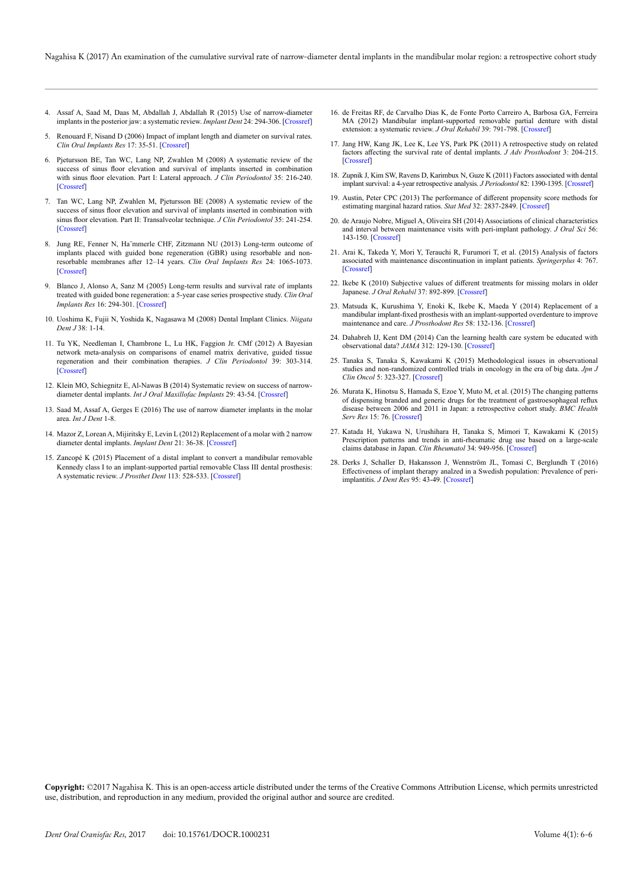4. Assaf A, Saad M, Daas M, Abdallah J, Abdallah R (2015) Use of narrow-diameter implants in the posterior jaw: a systematic review. *Implant Dent* 24: 294-306. [Crossref]

5. Renouard F, Nisand D (2006) Impact of implant length and diameter on survival rates. *Clin Oral Implants Res* 17: 35-51. [Crossref]

6. Pjetursson BE, Tan WC, Lang NP, Zwahlen M (2008) A systematic review of the success of sinus floor elevation and survival of implants inserted in combination with sinus floor elevation. Part I: Lateral approach. *J Clin Periodontol* 35: 216-240. [Crossref]

7. Tan WC, Lang NP, Zwahlen M, Pjetursson BE (2008) A systematic review of the success of sinus floor elevation and survival of implants inserted in combination with sinus floor elevation. Part II: Transalveolar technique. *J Clin Periodontol* 35: 241-254. [Crossref]

8. Jung RE, Fenner N, Ha¨mmerle CHF, Zitzmann NU (2013) Long-term outcome of implants placed with guided bone regeneration (GBR) using resorbable and non-resorbable membranes after 12–14 years. *Clin Oral Implants Res* 24: 1065-1073. [Crossref]

9. Blanco J, Alonso A, Sanz M (2005) Long-term results and survival rate of implants treated with guided bone regeneration: a 5-year case series prospective study. *Clin Oral Implants Res* 16: 294-301. [Crossref]

10. Uoshima K, Fujii N, Yoshida K, Nagasawa M (2008) Dental Implant Clinics. *Niigata Dent J* 38: 1-14.

11. Tu YK, Needleman I, Chambrone L, Lu HK, Faggion Jr. CMf (2012) A Bayesian network meta-analysis on comparisons of enamel matrix derivative, guided tissue regeneration and their combination therapies. *J Clin Periodontol* 39: 303-314. [Crossref]

12. Klein MO, Schiegnitz E, Al-Nawas B (2014) Systematic review on success of narrow-diameter dental implants. *Int J Oral Maxillofac Implants* 29: 43-54. [Crossref]

13. Saad M, Assaf A, Gerges E (2016) The use of narrow diameter implants in the molar area. *Int J Dent* 1-8.

14. Mazor Z, Lorean A, Mijiritsky E, Levin L (2012) Replacement of a molar with 2 narrow diameter dental implants. *Implant Dent* 21: 36-38. [Crossref]

15. Zancopé K (2015) Placement of a distal implant to convert a mandibular removable Kennedy class I to an implant-supported partial removable Class III dental prosthesis: A systematic review. *J Prosthet Dent* 113: 528-533. [Crossref]

16. de Freitas RF, de Carvalho Dias K, de Fonte Porto Carreiro A, Barbosa GA, Ferreira MA (2012) Mandibular implant-supported removable partial denture with distal extension: a systematic review. *J Oral Rehabil* 39: 791-798. [Crossref]

17. Jang HW, Kang JK, Lee K, Lee YS, Park PK (2011) A retrospective study on related factors affecting the survival rate of dental implants. *J Adv Prosthodont* 3: 204-215. [Crossref]

18. Zupnik J, Kim SW, Ravens D, Karimbux N, Guze K (2011) Factors associated with dental implant survival: a 4-year retrospective analysis. *J Periodontol* 82: 1390-1395. [Crossref]

19. Austin, Peter CPC (2013) The performance of different propensity score methods for estimating marginal hazard ratios. *Stat Med* 32: 2837-2849. [Crossref]

20. de Araujo Nobre, Miguel A, Oliveira SH (2014) Associations of clinical characteristics and interval between maintenance visits with peri-implant pathology. *J Oral Sci* 56: 143-150. [Crossref]

21. Arai K, Takeda Y, Mori Y, Terauchi R, Furumori T, et al. (2015) Analysis of factors associated with maintenance discontinuation in implant patients. *Springerplus* 4: 767. [Crossref]

22. Ikebe K (2010) Subjective values of different treatments for missing molars in older Japanese. *J Oral Rehabil* 37: 892-899. [Crossref]

23. Matsuda K, Kurushima Y, Enoki K, Ikebe K, Maeda Y (2014) Replacement of a mandibular implant-fixed prosthesis with an implant-supported overdenture to improve maintenance and care. *J Prosthodont Res* 58: 132-136. [Crossref]

24. Dahabreh IJ, Kent DM (2014) Can the learning health care system be educated with observational data? *JAMA* 312: 129-130. [Crossref]

25. Tanaka S, Tanaka S, Kawakami K (2015) Methodological issues in observational studies and non-randomized controlled trials in oncology in the era of big data. *Jpn J Clin Oncol* 5: 323-327. [Crossref]

26. Murata K, Hinotsu S, Hamada S, Ezoe Y, Muto M, et al. (2015) The changing patterns of dispensing branded and generic drugs for the treatment of gastroesophageal reflux disease between 2006 and 2011 in Japan: a retrospective cohort study. *BMC Health Serv Res* 15: 76. [Crossref]

27. Katada H, Yukawa N, Urushihara H, Tanaka S, Mimori T, Kawakami K (2015) Prescription patterns and trends in anti-rheumatic drug use based on a large-scale claims database in Japan. *Clin Rheumatol* 34: 949-956. [Crossref]

28. Derks J, Schaller D, Hakansson J, Wennström JL, Tomasi C, Berglundh T (2016) Effectiveness of implant therapy analzed in a Swedish population: Prevalence of peri-implantitis. *J Dent Res* 95: 43-49. [Crossref]

**Copyright:** ©2017 Nagahisa K. This is an open-access article distributed under the terms of the Creative Commons Attribution License, which permits unrestricted use, distribution, and reproduction in any medium, provided the original author and source are credited.